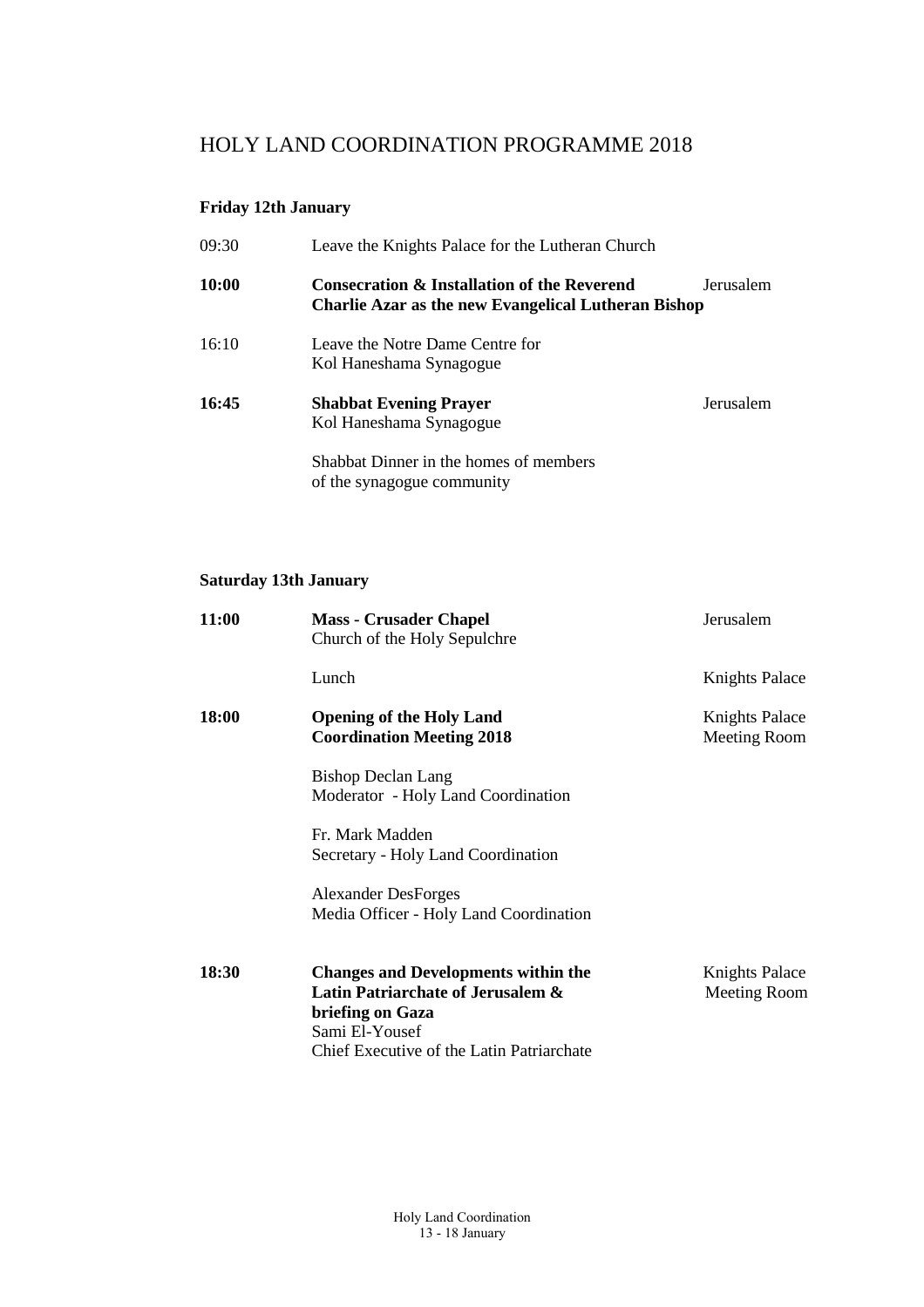# HOLY LAND COORDINATION PROGRAMME 2018

### Friday 12th January

| | | |
|---|---|---|
| 09:30 | Leave the Knights Palace for the Lutheran Church | |
| **10:00** | **Consecration & Installation of the Reverend Charlie Azar as the new Evangelical Lutheran Bishop** | Jerusalem |
| 16:10 | Leave the Notre Dame Centre for Kol Haneshama Synagogue | |
| **16:45** | **Shabbat Evening Prayer**<br>Kol Haneshama Synagogue | Jerusalem |
| | Shabbat Dinner in the homes of members of the synagogue community | |

### Saturday 13th January

| | | |
|---|---|---|
| **11:00** | **Mass - Crusader Chapel**<br>Church of the Holy Sepulchre | Jerusalem |
| | Lunch | Knights Palace |
| **18:00** | **Opening of the Holy Land Coordination Meeting 2018**<br><br>Bishop Declan Lang<br>Moderator - Holy Land Coordination<br><br>Fr. Mark Madden<br>Secretary - Holy Land Coordination<br><br>Alexander DesForges<br>Media Officer - Holy Land Coordination | Knights Palace Meeting Room |
| **18:30** | **Changes and Developments within the Latin Patriarchate of Jerusalem & briefing on Gaza**<br>Sami El-Yousef<br>Chief Executive of the Latin Patriarchate | Knights Palace Meeting Room |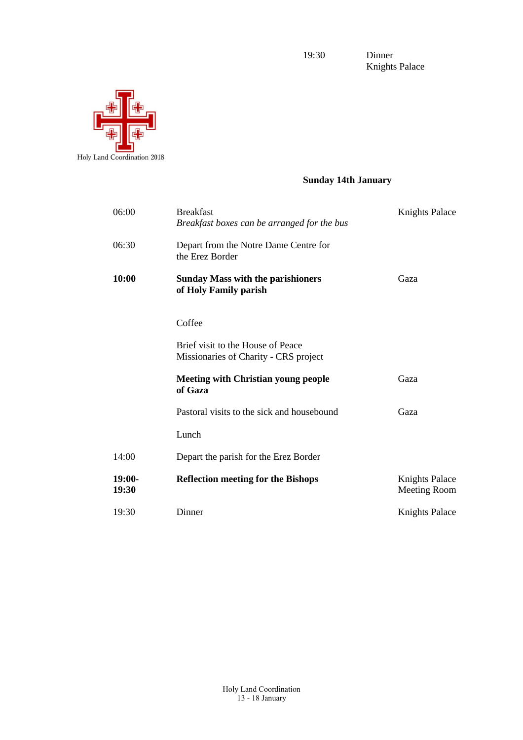| | | |
|---|---|---|
| 19:30 | Dinner<br>Knights Palace | |

Holy Land Coordination 2018

## Sunday 14th January

| | | |
|---|---|---|
| 06:00 | Breakfast<br>*Breakfast boxes can be arranged for the bus* | Knights Palace |
| 06:30 | Depart from the Notre Dame Centre for the Erez Border | |
| **10:00** | **Sunday Mass with the parishioners of Holy Family parish** | Gaza |
| | Coffee | |
| | Brief visit to the House of Peace<br>Missionaries of Charity - CRS project | |
| | **Meeting with Christian young people of Gaza** | Gaza |
| | Pastoral visits to the sick and housebound | Gaza |
| | Lunch | |
| 14:00 | Depart the parish for the Erez Border | |
| **19:00-19:30** | **Reflection meeting for the Bishops** | Knights Palace<br>Meeting Room |
| 19:30 | Dinner | Knights Palace |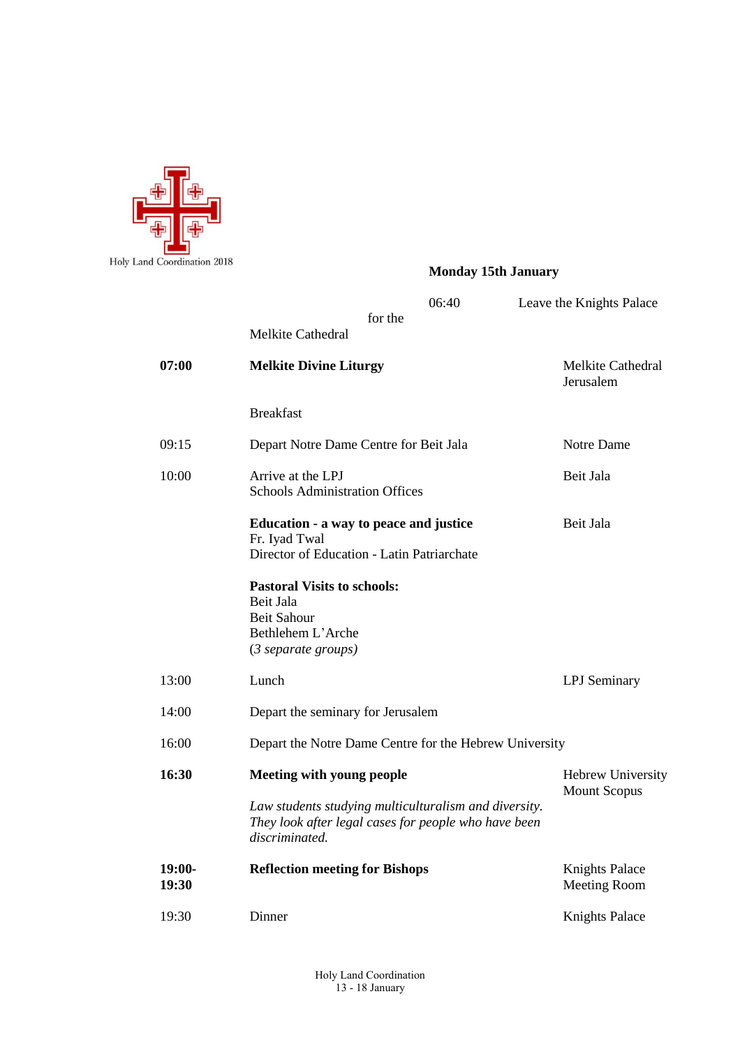Holy Land Coordination 2018

## Monday 15th January

| | | |
|---|---|---|
| 06:40 | Leave the Knights Palace for the Melkite Cathedral | |
| **07:00** | **Melkite Divine Liturgy** | Melkite Cathedral Jerusalem |
| | Breakfast | |
| 09:15 | Depart Notre Dame Centre for Beit Jala | Notre Dame |
| 10:00 | Arrive at the LPJ Schools Administration Offices | Beit Jala |
| | **Education - a way to peace and justice**<br>Fr. Iyad Twal<br>Director of Education - Latin Patriarchate | Beit Jala |
| | **Pastoral Visits to schools:**<br>Beit Jala<br>Beit Sahour<br>Bethlehem L'Arche<br>(*3 separate groups)* | |
| 13:00 | Lunch | LPJ Seminary |
| 14:00 | Depart the seminary for Jerusalem | |
| 16:00 | Depart the Notre Dame Centre for the Hebrew University | |
| **16:30** | **Meeting with young people**<br>*Law students studying multiculturalism and diversity. They look after legal cases for people who have been discriminated.* | Hebrew University Mount Scopus |
| **19:00-19:30** | **Reflection meeting for Bishops** | Knights Palace Meeting Room |
| 19:30 | Dinner | Knights Palace |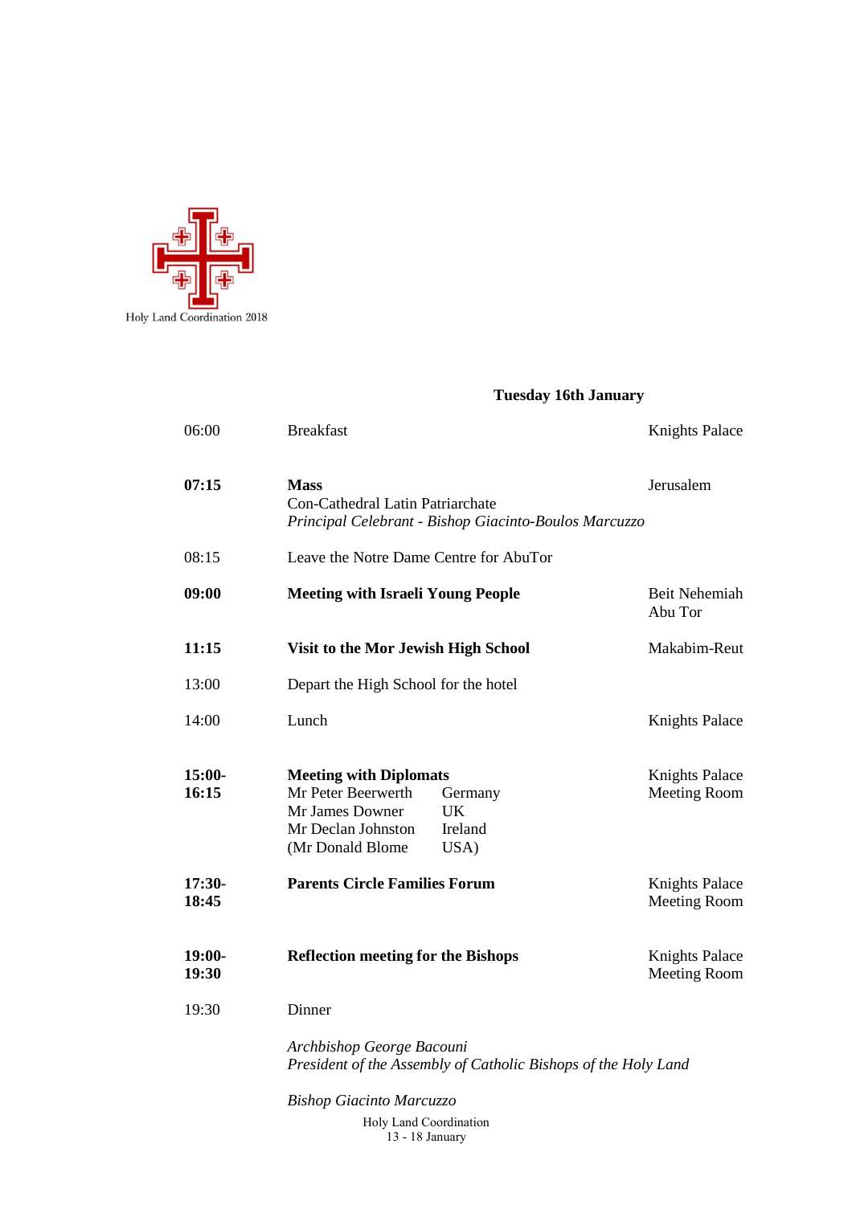Holy Land Coordination 2018

## Tuesday 16th January

| | | |
|---|---|---|
| 06:00 | Breakfast | Knights Palace |
| **07:15** | **Mass**<br>Con-Cathedral Latin Patriarchate<br>*Principal Celebrant - Bishop Giacinto-Boulos Marcuzzo* | Jerusalem |
| 08:15 | Leave the Notre Dame Centre for AbuTor | |
| **09:00** | **Meeting with Israeli Young People** | Beit Nehemiah<br>Abu Tor |
| **11:15** | **Visit to the Mor Jewish High School** | Makabim-Reut |
| 13:00 | Depart the High School for the hotel | |
| 14:00 | Lunch | Knights Palace |
| **15:00-16:15** | **Meeting with Diplomats**<br>Mr Peter Beerwerth — Germany<br>Mr James Downer — UK<br>Mr Declan Johnston — Ireland<br>(Mr Donald Blome — USA) | Knights Palace<br>Meeting Room |
| **17:30-18:45** | **Parents Circle Families Forum** | Knights Palace<br>Meeting Room |
| **19:00-19:30** | **Reflection meeting for the Bishops** | Knights Palace<br>Meeting Room |
| 19:30 | Dinner | |

*Archbishop George Bacouni*
*President of the Assembly of Catholic Bishops of the Holy Land*

*Bishop Giacinto Marcuzzo*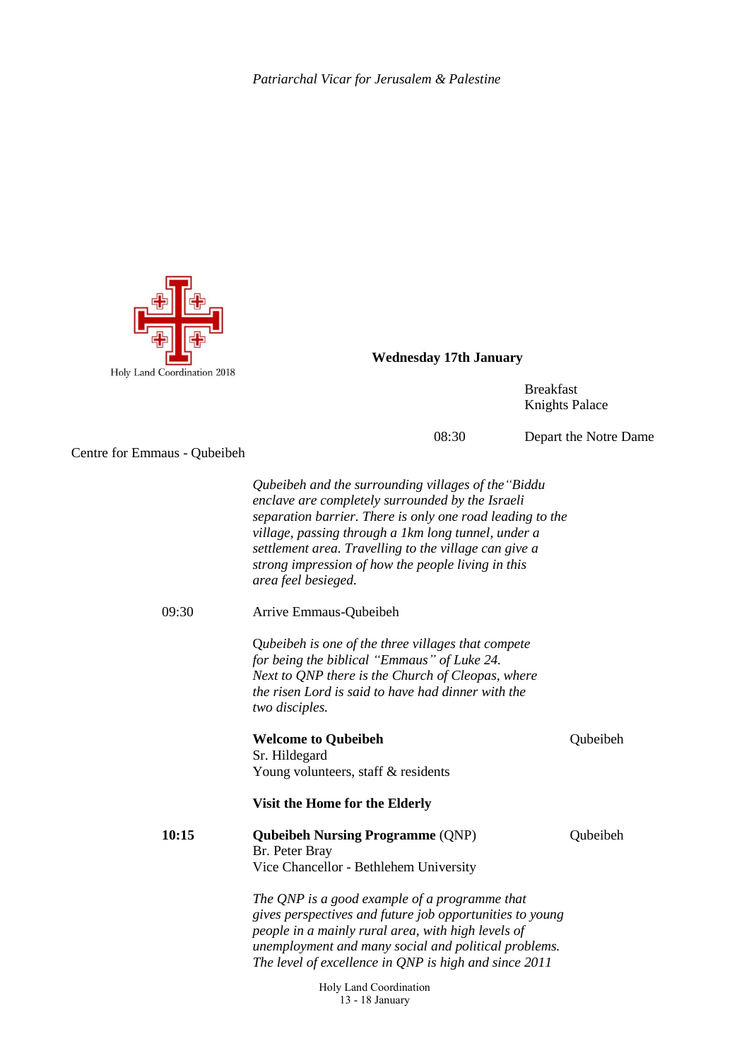*Patriarchal Vicar for Jerusalem & Palestine*

Holy Land Coordination 2018

**Wednesday 17th January**

Breakfast
Knights Palace

08:30 Depart the Notre Dame

Centre for Emmaus - Qubeibeh

*Qubeibeh and the surrounding villages of the "Biddu enclave are completely surrounded by the Israeli separation barrier. There is only one road leading to the village, passing through a 1km long tunnel, under a settlement area. Travelling to the village can give a strong impression of how the people living in this area feel besieged.*

09:30 Arrive Emmaus-Qubeibeh

*Qubeibeh is one of the three villages that compete for being the biblical "Emmaus" of Luke 24. Next to QNP there is the Church of Cleopas, where the risen Lord is said to have had dinner with the two disciples.*

**Welcome to Qubeibeh** — Qubeibeh
Sr. Hildegard
Young volunteers, staff & residents

**Visit the Home for the Elderly**

**10:15** **Qubeibeh Nursing Programme** (QNP) — Qubeibeh
Br. Peter Bray
Vice Chancellor - Bethlehem University

*The QNP is a good example of a programme that gives perspectives and future job opportunities to young people in a mainly rural area, with high levels of unemployment and many social and political problems. The level of excellence in QNP is high and since 2011*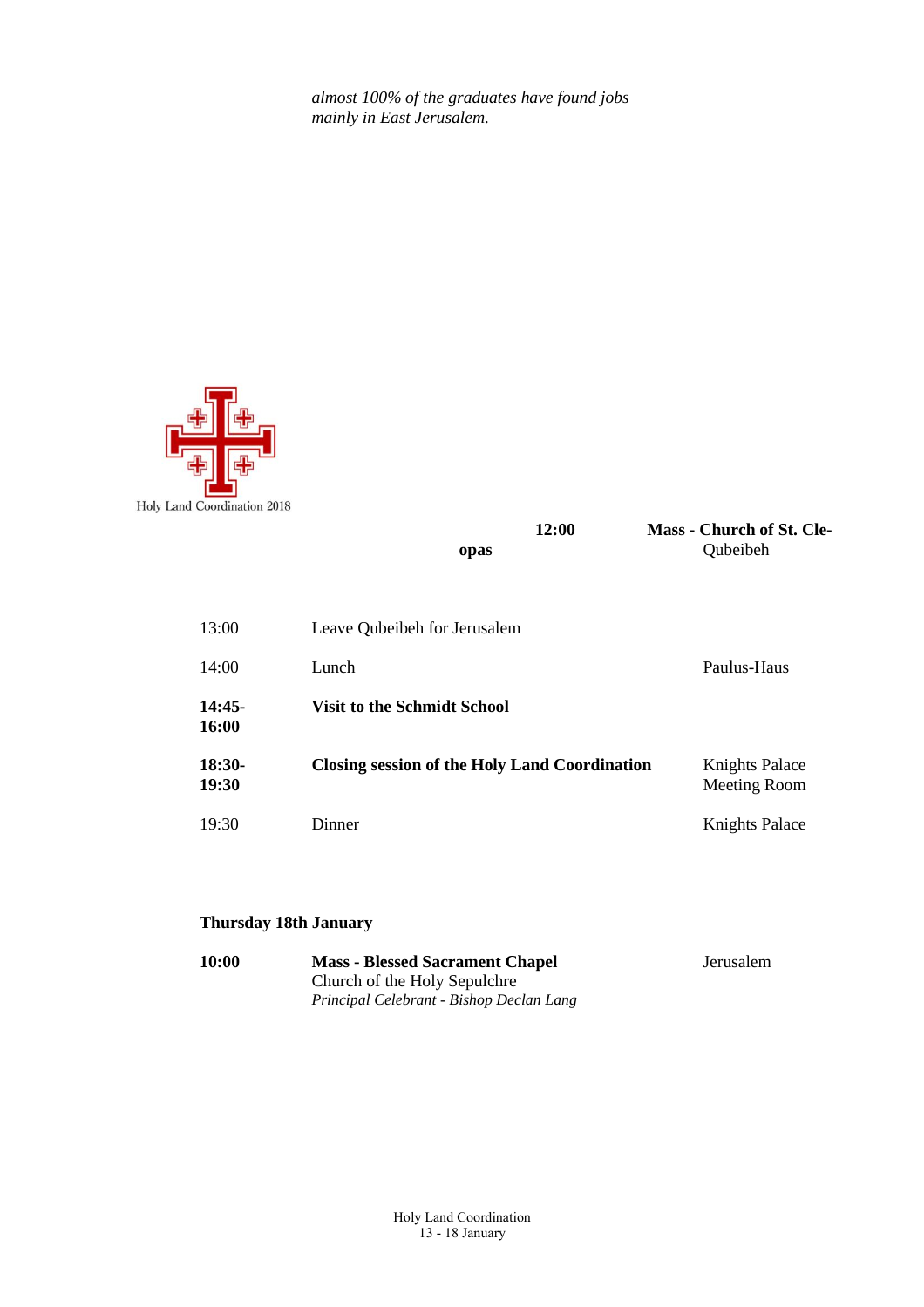*almost 100% of the graduates have found jobs mainly in East Jerusalem.*

| | | |
|---|---|---|
| **12:00** | **Mass - Church of St. Cleopas** | Qubeibeh |
| 13:00 | Leave Qubeibeh for Jerusalem | |
| 14:00 | Lunch | Paulus-Haus |
| **14:45-16:00** | **Visit to the Schmidt School** | |
| **18:30-19:30** | **Closing session of the Holy Land Coordination** | Knights Palace Meeting Room |
| 19:30 | Dinner | Knights Palace |

**Thursday 18th January**

| | | |
|---|---|---|
| **10:00** | **Mass - Blessed Sacrament Chapel**<br>Church of the Holy Sepulchre<br>*Principal Celebrant - Bishop Declan Lang* | Jerusalem |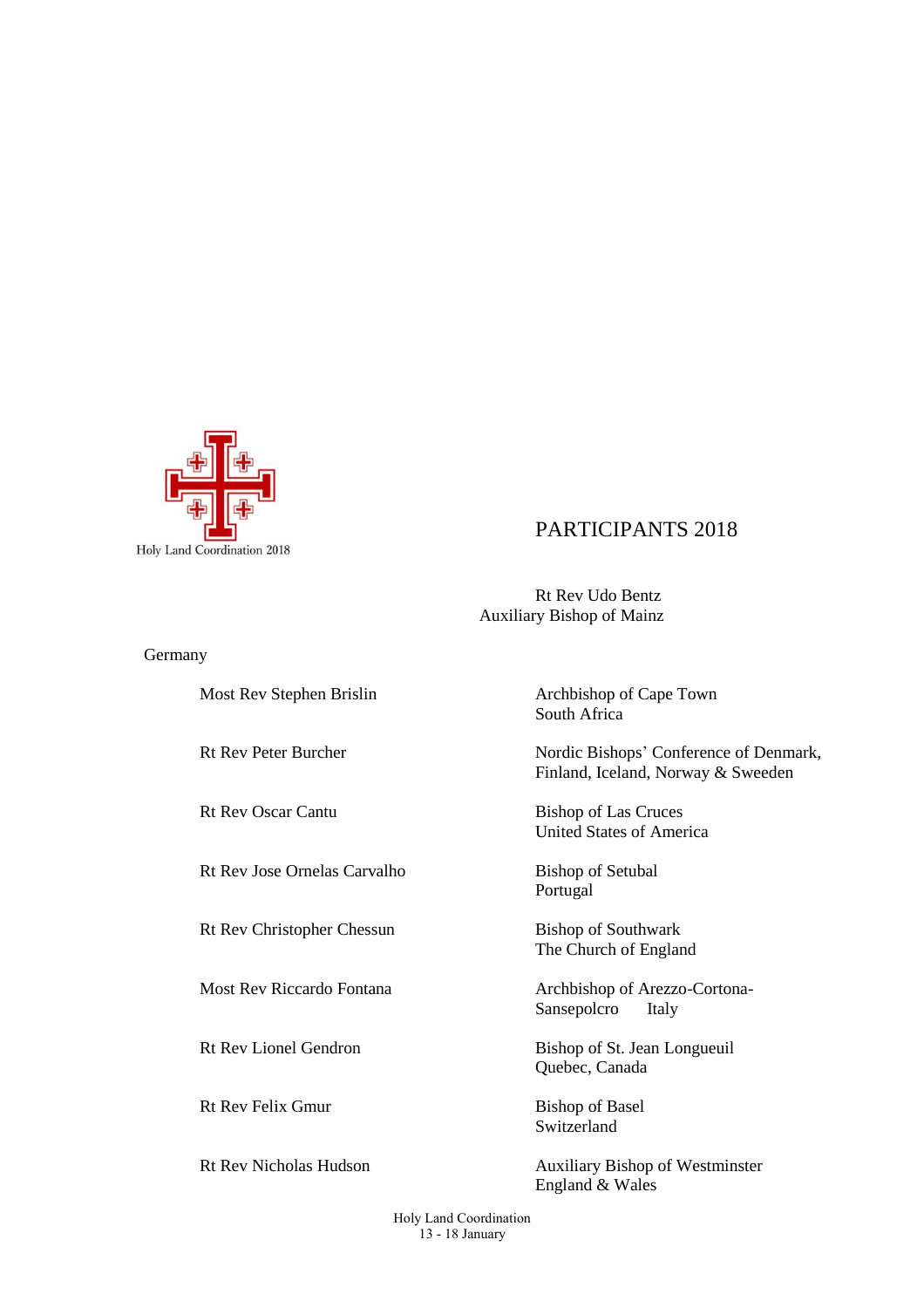Holy Land Coordination 2018

# PARTICIPANTS 2018

| | |
|---|---|
| Rt Rev Udo Bentz | Auxiliary Bishop of Mainz<br>Germany |
| Most Rev Stephen Brislin | Archbishop of Cape Town<br>South Africa |
| Rt Rev Peter Burcher | Nordic Bishops' Conference of Denmark, Finland, Iceland, Norway & Sweeden |
| Rt Rev Oscar Cantu | Bishop of Las Cruces<br>United States of America |
| Rt Rev Jose Ornelas Carvalho | Bishop of Setubal<br>Portugal |
| Rt Rev Christopher Chessun | Bishop of Southwark<br>The Church of England |
| Most Rev Riccardo Fontana | Archbishop of Arezzo-Cortona-Sansepolcro Italy |
| Rt Rev Lionel Gendron | Bishop of St. Jean Longueuil<br>Quebec, Canada |
| Rt Rev Felix Gmur | Bishop of Basel<br>Switzerland |
| Rt Rev Nicholas Hudson | Auxiliary Bishop of Westminster<br>England & Wales |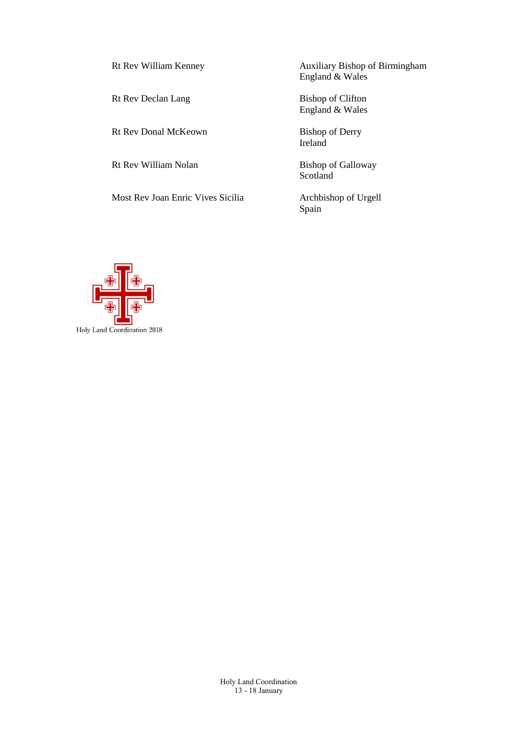| | |
|---|---|
| Rt Rev William Kenney | Auxiliary Bishop of Birmingham<br>England & Wales |
| Rt Rev Declan Lang | Bishop of Clifton<br>England & Wales |
| Rt Rev Donal McKeown | Bishop of Derry<br>Ireland |
| Rt Rev William Nolan | Bishop of Galloway<br>Scotland |
| Most Rev Joan Enric Vives Sicilia | Archbishop of Urgell<br>Spain |

Holy Land Coordination 2018

Holy Land Coordination
13 - 18 January